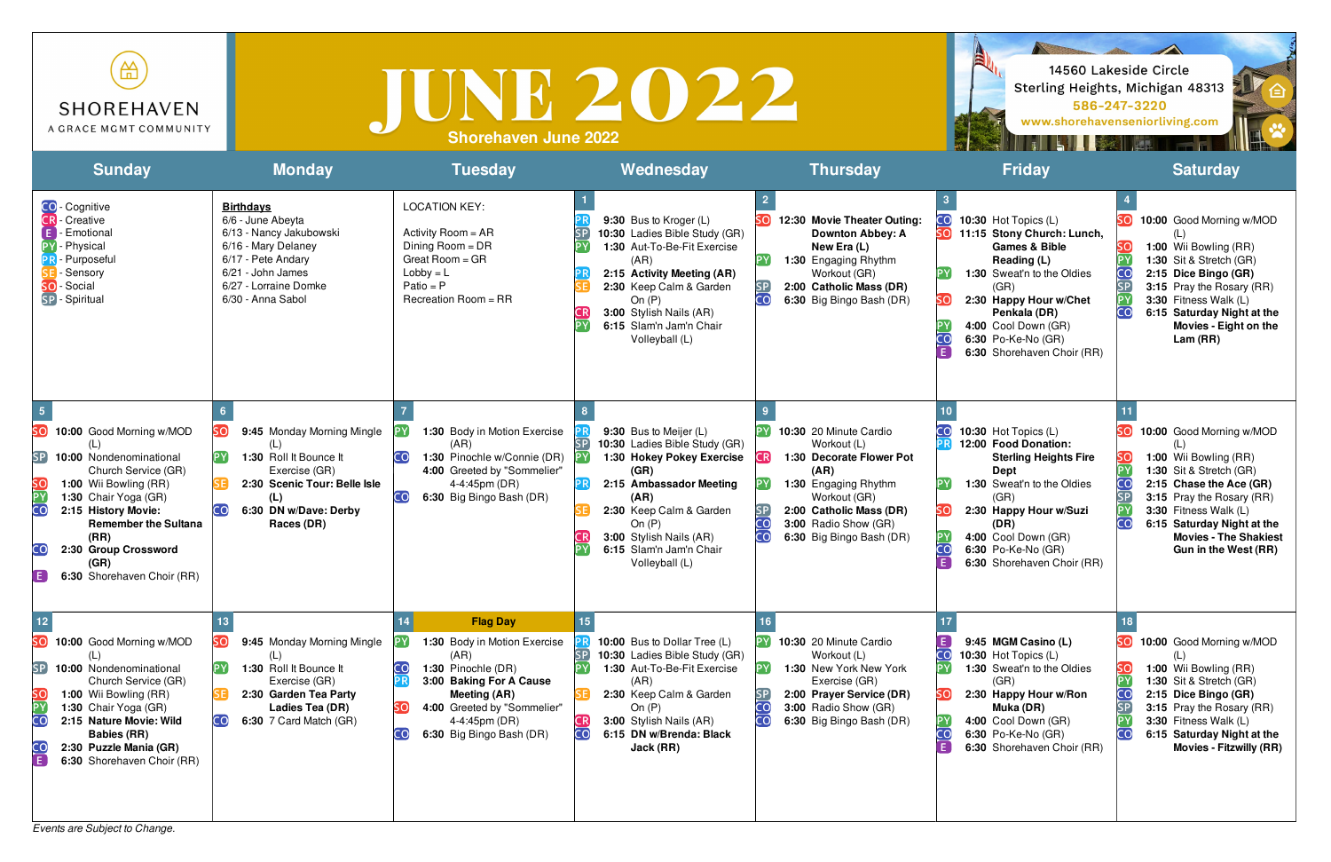SHORESHAVEN
A GRACE MGMT COMMUNITY

# JUNE 2022

Shorehaven June 2022

14560 Lakeside Circle
Sterling Heights, Michigan 48313
586-247-3220
www.shorehavenseniorliving.com

| Sunday | Monday | Tuesday | Wednesday | Thursday | Friday | Saturday |
|---|---|---|---|---|---|---|
| CO - Cognitive<br>CR - Creative<br>E - Emotional<br>PY - Physical<br>PR - Purposeful<br>SE - Sensory<br>SO - Social<br>SP - Spiritual | **Birthdays**<br>6/6 - June Abeyta<br>6/13 - Nancy Jakubowski<br>6/16 - Mary Delaney<br>6/17 - Pete Andary<br>6/21 - John James<br>6/27 - Lorraine Domke<br>6/30 - Anna Sabol | LOCATION KEY:<br><br>Activity Room = AR<br>Dining Room = DR<br>Great Room = GR<br>Lobby = L<br>Patio = P<br>Recreation Room = RR | **1**<br>PR **9:30** Bus to Kroger (L)<br>SP **10:30** Ladies Bible Study (GR)<br>PY **1:30** Aut-To-Be-Fit Exercise (AR)<br>PR **2:15 Activity Meeting (AR)**<br>SE **2:30** Keep Calm & Garden On (P)<br>CR **3:00** Stylish Nails (AR)<br>PY **6:15** Slam'n Jam'n Chair Volleyball (L) | **2**<br>SO **12:30 Movie Theater Outing: Downton Abbey: A New Era (L)**<br>PY **1:30** Engaging Rhythm Workout (GR)<br>SP **2:00 Catholic Mass (DR)**<br>CO **6:30** Big Bingo Bash (DR) | **3**<br>CO **10:30** Hot Topics (L)<br>SO **11:15 Stony Church: Lunch, Games & Bible Reading (L)**<br>PY **1:30** Sweat'n to the Oldies (GR)<br>SO **2:30 Happy Hour w/Chet Penkala (DR)**<br>PY **4:00** Cool Down (GR)<br>CO **6:30** Po-Ke-No (GR)<br>E **6:30** Shorehaven Choir (RR) | **4**<br>SO **10:00** Good Morning w/MOD (L)<br>SO **1:00** Wii Bowling (RR)<br>PY **1:30** Sit & Stretch (GR)<br>CO **2:15 Dice Bingo (GR)**<br>SP **3:15** Pray the Rosary (RR)<br>PY **3:30** Fitness Walk (L)<br>CO **6:15 Saturday Night at the Movies - Eight on the Lam (RR)** |
| **5**<br>SO **10:00** Good Morning w/MOD (L)<br>SP **10:00** Nondenominational Church Service (GR)<br>SO **1:00** Wii Bowling (RR)<br>PY **1:30** Chair Yoga (GR)<br>CO **2:15 History Movie: Remember the Sultana (RR)**<br>CO **2:30 Group Crossword (GR)**<br>E **6:30** Shorehaven Choir (RR) | **6**<br>SO **9:45** Monday Morning Mingle (L)<br>PY **1:30** Roll It Bounce It Exercise (GR)<br>SE **2:30 Scenic Tour: Belle Isle (L)**<br>CO **6:30 DN w/Dave: Derby Races (DR)** | **7**<br>PY **1:30** Body in Motion Exercise (AR)<br>CO **1:30** Pinochle w/Connie (DR)<br>**4:00** Greeted by "Sommelier" 4-4:45pm (DR)<br>CO **6:30** Big Bingo Bash (DR) | **8**<br>PR **9:30** Bus to Meijer (L)<br>SP **10:30** Ladies Bible Study (GR)<br>PY **1:30 Hokey Pokey Exercise (GR)**<br>PR **2:15 Ambassador Meeting (AR)**<br>SE **2:30** Keep Calm & Garden On (P)<br>CR **3:00** Stylish Nails (AR)<br>PY **6:15** Slam'n Jam'n Chair Volleyball (L) | **9**<br>PY **10:30** 20 Minute Cardio Workout (L)<br>CR **1:30** Decorate Flower Pot (AR)<br>PY **1:30** Engaging Rhythm Workout (GR)<br>SP **2:00 Catholic Mass (DR)**<br>CO **3:00** Radio Show (GR)<br>CO **6:30** Big Bingo Bash (DR) | **10**<br>CO **10:30** Hot Topics (L)<br>PR **12:00 Food Donation: Sterling Heights Fire Dept**<br>PY **1:30** Sweat'n to the Oldies (GR)<br>SO **2:30 Happy Hour w/Suzi (DR)**<br>PY **4:00** Cool Down (GR)<br>CO **6:30** Po-Ke-No (GR)<br>E **6:30** Shorehaven Choir (RR) | **11**<br>SO **10:00** Good Morning w/MOD (L)<br>SO **1:00** Wii Bowling (RR)<br>PY **1:30** Sit & Stretch (GR)<br>CO **2:15 Chase the Ace (GR)**<br>SP **3:15** Pray the Rosary (RR)<br>PY **3:30** Fitness Walk (L)<br>CO **6:15 Saturday Night at the Movies - The Shakiest Gun in the West (RR)** |
| **12**<br>SO **10:00** Good Morning w/MOD (L)<br>SP **10:00** Nondenominational Church Service (GR)<br>SO **1:00** Wii Bowling (RR)<br>PY **1:30** Chair Yoga (GR)<br>CO **2:15 Nature Movie: Wild Babies (RR)**<br>CO **2:30 Puzzle Mania (GR)**<br>E **6:30** Shorehaven Choir (RR) | **13**<br>SO **9:45** Monday Morning Mingle (L)<br>PY **1:30** Roll It Bounce It Exercise (GR)<br>SE **2:30 Garden Tea Party Ladies Tea (DR)**<br>CO **6:30** 7 Card Match (GR) | **14** **Flag Day**<br>PY **1:30** Body in Motion Exercise (AR)<br>CO **1:30** Pinochle (DR)<br>PR **3:00 Baking For A Cause Meeting (AR)**<br>SO **4:00** Greeted by "Sommelier" 4-4:45pm (DR)<br>CO **6:30** Big Bingo Bash (DR) | **15**<br>PR **10:00** Bus to Dollar Tree (L)<br>SP **10:30** Ladies Bible Study (GR)<br>PY **1:30** Aut-To-Be-Fit Exercise (AR)<br>SE **2:30** Keep Calm & Garden On (P)<br>CR **3:00** Stylish Nails (AR)<br>CO **6:15 DN w/Brenda: Black Jack (RR)** | **16**<br>PY **10:30** 20 Minute Cardio Workout (L)<br>PY **1:30** New York New York Exercise (GR)<br>SP **2:00 Prayer Service (DR)**<br>CO **3:00** Radio Show (GR)<br>CO **6:30** Big Bingo Bash (DR) | **17**<br>E **9:45 MGM Casino (L)**<br>CO **10:30** Hot Topics (L)<br>PY **1:30** Sweat'n to the Oldies (GR)<br>SO **2:30 Happy Hour w/Ron Muka (DR)**<br>PY **4:00** Cool Down (GR)<br>CO **6:30** Po-Ke-No (GR)<br>E **6:30** Shorehaven Choir (RR) | **18**<br>SO **10:00** Good Morning w/MOD (L)<br>SO **1:00** Wii Bowling (RR)<br>PY **1:30** Sit & Stretch (GR)<br>CO **2:15 Dice Bingo (GR)**<br>SP **3:15** Pray the Rosary (RR)<br>PY **3:30** Fitness Walk (L)<br>CO **6:15 Saturday Night at the Movies - Fitzwilly (RR)** |

*Events are Subject to Change.*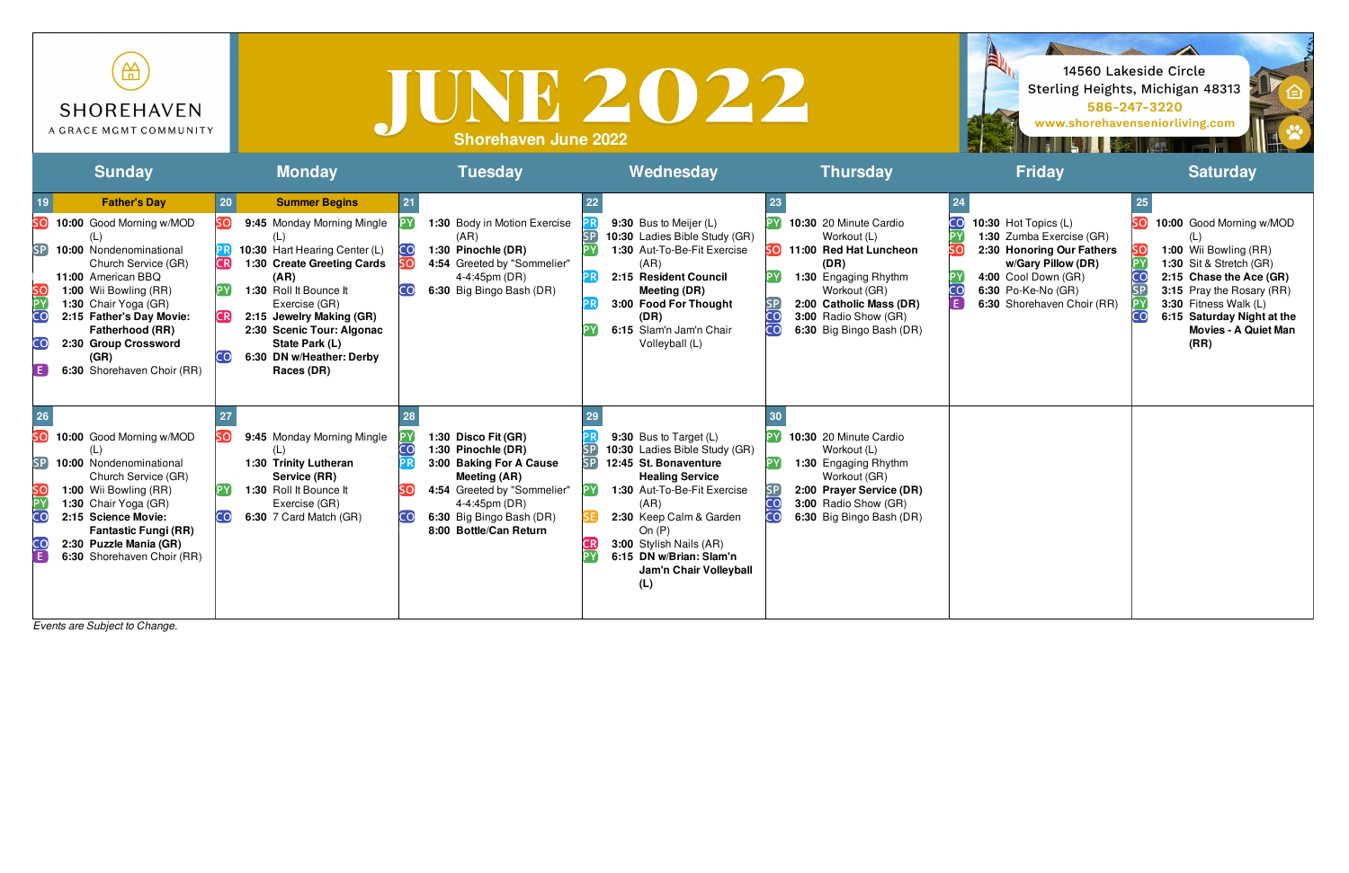SHORESHAVEN

A GRACE MGMT COMMUNITY

# JUNE 2022

Shorehaven June 2022

14560 Lakeside Circle
Sterling Heights, Michigan 48313
586-247-3220
www.shorehavenseniorliving.com

| Sunday | Monday | Tuesday | Wednesday | Thursday | Friday | Saturday |
|---|---|---|---|---|---|---|
| 19 **Father's Day**<br>SO 10:00 Good Morning w/MOD (L)<br>SP 10:00 Nondenominational Church Service (GR)<br>11:00 American BBQ<br>SO 1:00 Wii Bowling (RR)<br>PY 1:30 Chair Yoga (GR)<br>CO 2:15 **Father's Day Movie: Fatherhood (RR)**<br>CO 2:30 **Group Crossword (GR)**<br>E 6:30 Shorehaven Choir (RR) | 20 **Summer Begins**<br>SO 9:45 Monday Morning Mingle (L)<br>PR 10:30 Hart Hearing Center (L)<br>CR 1:30 **Create Greeting Cards (AR)**<br>PY 1:30 Roll It Bounce It Exercise (GR)<br>CR 2:15 **Jewelry Making (GR)**<br>2:30 **Scenic Tour: Algonac State Park (L)**<br>CO 6:30 **DN w/Heather: Derby Races (DR)** | 21<br>PY 1:30 Body in Motion Exercise (AR)<br>CO 1:30 **Pinochle (DR)**<br>SO 4:54 Greeted by "Sommelier" 4-4:45pm (DR)<br>CO 6:30 Big Bingo Bash (DR) | 22<br>PR 9:30 Bus to Meijer (L)<br>SP 10:30 Ladies Bible Study (GR)<br>PY 1:30 Aut-To-Be-Fit Exercise (AR)<br>PR 2:15 **Resident Council Meeting (DR)**<br>PR 3:00 **Food For Thought (DR)**<br>PY 6:15 Slam'n Jam'n Chair Volleyball (L) | 23<br>PY 10:30 20 Minute Cardio Workout (L)<br>SO 11:00 **Red Hat Luncheon (DR)**<br>PY 1:30 Engaging Rhythm Workout (GR)<br>SP 2:00 **Catholic Mass (DR)**<br>CO 3:00 Radio Show (GR)<br>CO 6:30 Big Bingo Bash (DR) | 24<br>CO 10:30 Hot Topics (L)<br>PY 1:30 Zumba Exercise (GR)<br>SO 2:30 **Honoring Our Fathers w/Gary Pillow (DR)**<br>PY 4:00 Cool Down (GR)<br>CO 6:30 Po-Ke-No (GR)<br>E 6:30 Shorehaven Choir (RR) | 25<br>SO 10:00 Good Morning w/MOD (L)<br>SO 1:00 Wii Bowling (RR)<br>PY 1:30 Sit & Stretch (GR)<br>CO 2:15 **Chase the Ace (GR)**<br>SP 3:15 Pray the Rosary (RR)<br>PY 3:30 Fitness Walk (L)<br>CO 6:15 **Saturday Night at the Movies - A Quiet Man (RR)** |
| 26<br>SO 10:00 Good Morning w/MOD (L)<br>SP 10:00 Nondenominational Church Service (GR)<br>SO 1:00 Wii Bowling (RR)<br>PY 1:30 Chair Yoga (GR)<br>CO 2:15 **Science Movie: Fantastic Fungi (RR)**<br>CO 2:30 **Puzzle Mania (GR)**<br>E 6:30 Shorehaven Choir (RR) | 27<br>SO 9:45 Monday Morning Mingle (L)<br>1:30 **Trinity Lutheran Service (RR)**<br>PY 1:30 Roll It Bounce It Exercise (GR)<br>CO 6:30 7 Card Match (GR) | 28<br>PY 1:30 **Disco Fit (GR)**<br>CO 1:30 **Pinochle (DR)**<br>PR 3:00 **Baking For A Cause Meeting (AR)**<br>SO 4:54 Greeted by "Sommelier" 4-4:45pm (DR)<br>CO 6:30 Big Bingo Bash (DR)<br>8:00 **Bottle/Can Return** | 29<br>PR 9:30 Bus to Target (L)<br>SP 10:30 Ladies Bible Study (GR)<br>SP 12:45 **St. Bonaventure Healing Service**<br>PY 1:30 Aut-To-Be-Fit Exercise (AR)<br>SE 2:30 Keep Calm & Garden On (P)<br>CR 3:00 Stylish Nails (AR)<br>PY 6:15 **DN w/Brian: Slam'n Jam'n Chair Volleyball (L)** | 30<br>PY 10:30 20 Minute Cardio Workout (L)<br>PY 1:30 Engaging Rhythm Workout (GR)<br>SP 2:00 **Prayer Service (DR)**<br>CO 3:00 Radio Show (GR)<br>CO 6:30 Big Bingo Bash (DR) | | |

*Events are Subject to Change.*